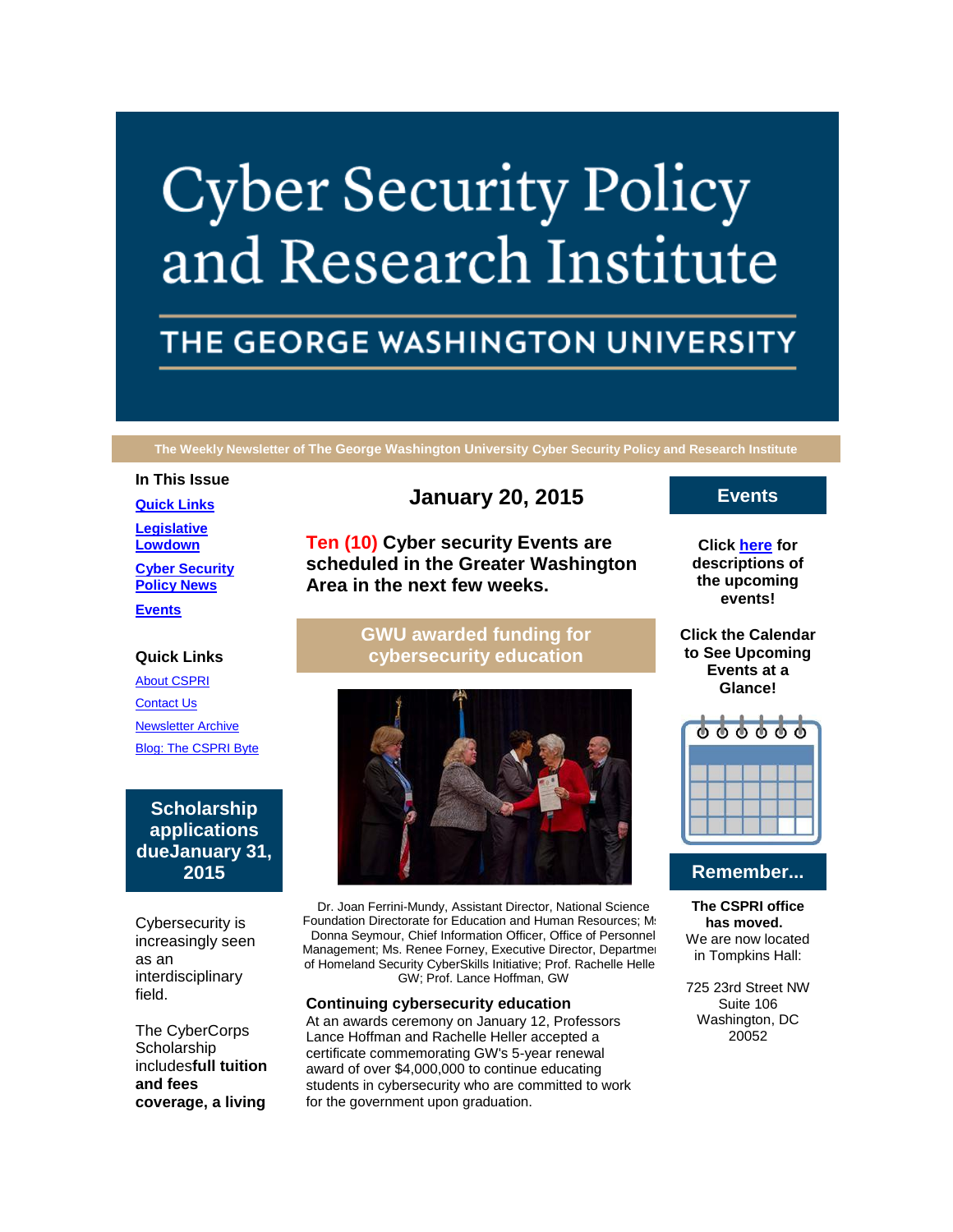# Cyber Security Policy and Research Institute

## THE GEORGE WASHINGTON UNIVERSITY

**The Weekly Newsletter of The George Washington University Cyber Security Policy and Research Institute**

**In This Issue**

[Quick Links](#)

[Legislative Lowdown](#)

[Cyber Security Policy News](#)

[Events](#)

**Quick Links**

[About CSPRI](#)

[Contact Us](#)

[Newsletter Archive](#)

[Blog: The CSPRI Byte](#)

## Scholarship applications dueJanuary 31, 2015

Cybersecurity is increasingly seen as an interdisciplinary field.

The CyberCorps Scholarship includes**full tuition and fees coverage, a living**

## January 20, 2015

**Ten (10) Cyber security Events are scheduled in the Greater Washington Area in the next few weeks.**

## GWU awarded funding for cybersecurity education

Dr. Joan Ferrini-Mundy, Assistant Director, National Science Foundation Directorate for Education and Human Resources; Ms Donna Seymour, Chief Information Officer, Office of Personnel Management; Ms. Renee Forney, Executive Director, Department of Homeland Security CyberSkills Initiative; Prof. Rachelle Heller, GW; Prof. Lance Hoffman, GW

### Continuing cybersecurity education

At an awards ceremony on January 12, Professors Lance Hoffman and Rachelle Heller accepted a certificate commemorating GW's 5-year renewal award of over $4,000,000 to continue educating students in cybersecurity who are committed to work for the government upon graduation.

## Events

**Click [here](#) for descriptions of the upcoming events!**

**Click the Calendar to See Upcoming Events at a Glance!**

## Remember...

**The CSPRI office has moved.**
We are now located in Tompkins Hall:

725 23rd Street NW
Suite 106
Washington, DC
20052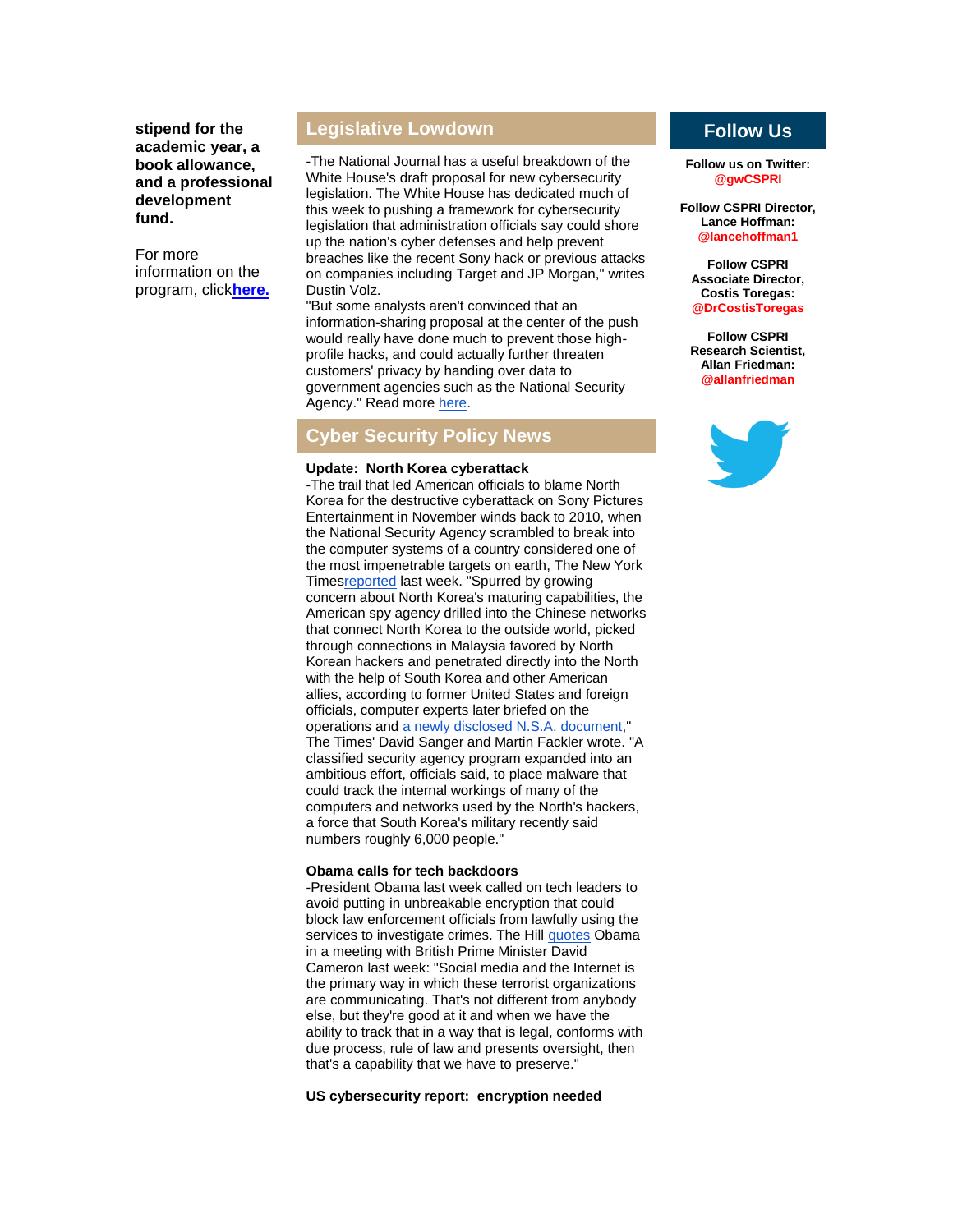**stipend for the academic year, a book allowance, and a professional development fund.**

For more information on the program, click**here.**

## Legislative Lowdown

-The National Journal has a useful breakdown of the White House's draft proposal for new cybersecurity legislation. The White House has dedicated much of this week to pushing a framework for cybersecurity legislation that administration officials say could shore up the nation's cyber defenses and help prevent breaches like the recent Sony hack or previous attacks on companies including Target and JP Morgan," writes Dustin Volz.

"But some analysts aren't convinced that an information-sharing proposal at the center of the push would really have done much to prevent those high-profile hacks, and could actually further threaten customers' privacy by handing over data to government agencies such as the National Security Agency." Read more here.

## Cyber Security Policy News

**Update: North Korea cyberattack**

-The trail that led American officials to blame North Korea for the destructive cyberattack on Sony Pictures Entertainment in November winds back to 2010, when the National Security Agency scrambled to break into the computer systems of a country considered one of the most impenetrable targets on earth, The New York Timesreported last week. "Spurred by growing concern about North Korea's maturing capabilities, the American spy agency drilled into the Chinese networks that connect North Korea to the outside world, picked through connections in Malaysia favored by North Korean hackers and penetrated directly into the North with the help of South Korea and other American allies, according to former United States and foreign officials, computer experts later briefed on the operations and a newly disclosed N.S.A. document," The Times' David Sanger and Martin Fackler wrote. "A classified security agency program expanded into an ambitious effort, officials said, to place malware that could track the internal workings of many of the computers and networks used by the North's hackers, a force that South Korea's military recently said numbers roughly 6,000 people."

**Obama calls for tech backdoors**

-President Obama last week called on tech leaders to avoid putting in unbreakable encryption that could block law enforcement officials from lawfully using the services to investigate crimes. The Hill quotes Obama in a meeting with British Prime Minister David Cameron last week: "Social media and the Internet is the primary way in which these terrorist organizations are communicating. That's not different from anybody else, but they're good at it and when we have the ability to track that in a way that is legal, conforms with due process, rule of law and presents oversight, then that's a capability that we have to preserve."

**US cybersecurity report: encryption needed**

## Follow Us

**Follow us on Twitter:**
**@gwCSPRI**

**Follow CSPRI Director, Lance Hoffman:**
**@lancehoffman1**

**Follow CSPRI Associate Director, Costis Toregas:**
**@DrCostisToregas**

**Follow CSPRI Research Scientist, Allan Friedman:**
**@allanfriedman**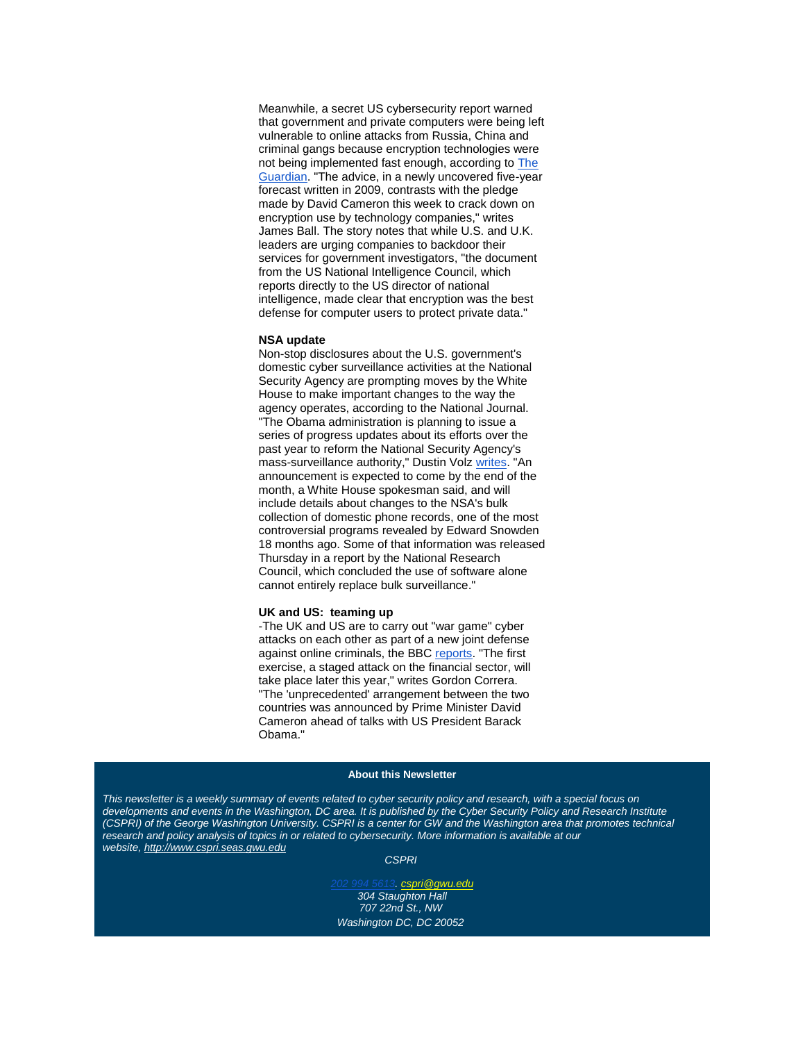Meanwhile, a secret US cybersecurity report warned that government and private computers were being left vulnerable to online attacks from Russia, China and criminal gangs because encryption technologies were not being implemented fast enough, according to The Guardian. "The advice, in a newly uncovered five-year forecast written in 2009, contrasts with the pledge made by David Cameron this week to crack down on encryption use by technology companies," writes James Ball. The story notes that while U.S. and U.K. leaders are urging companies to backdoor their services for government investigators, "the document from the US National Intelligence Council, which reports directly to the US director of national intelligence, made clear that encryption was the best defense for computer users to protect private data."

**NSA update**

Non-stop disclosures about the U.S. government's domestic cyber surveillance activities at the National Security Agency are prompting moves by the White House to make important changes to the way the agency operates, according to the National Journal. "The Obama administration is planning to issue a series of progress updates about its efforts over the past year to reform the National Security Agency's mass-surveillance authority," Dustin Volz writes. "An announcement is expected to come by the end of the month, a White House spokesman said, and will include details about changes to the NSA's bulk collection of domestic phone records, one of the most controversial programs revealed by Edward Snowden 18 months ago. Some of that information was released Thursday in a report by the National Research Council, which concluded the use of software alone cannot entirely replace bulk surveillance."

**UK and US: teaming up**

-The UK and US are to carry out "war game" cyber attacks on each other as part of a new joint defense against online criminals, the BBC reports. "The first exercise, a staged attack on the financial sector, will take place later this year," writes Gordon Correra. "The 'unprecedented' arrangement between the two countries was announced by Prime Minister David Cameron ahead of talks with US President Barack Obama."

**About this Newsletter**

*This newsletter is a weekly summary of events related to cyber security policy and research, with a special focus on developments and events in the Washington, DC area. It is published by the Cyber Security Policy and Research Institute (CSPRI) of the George Washington University. CSPRI is a center for GW and the Washington area that promotes technical research and policy analysis of topics in or related to cybersecurity. More information is available at our website, http://www.cspri.seas.gwu.edu*

*CSPRI*

*202 994 5613, cspri@gwu.edu*
*304 Staughton Hall*
*707 22nd St., NW*
*Washington DC, DC 20052*